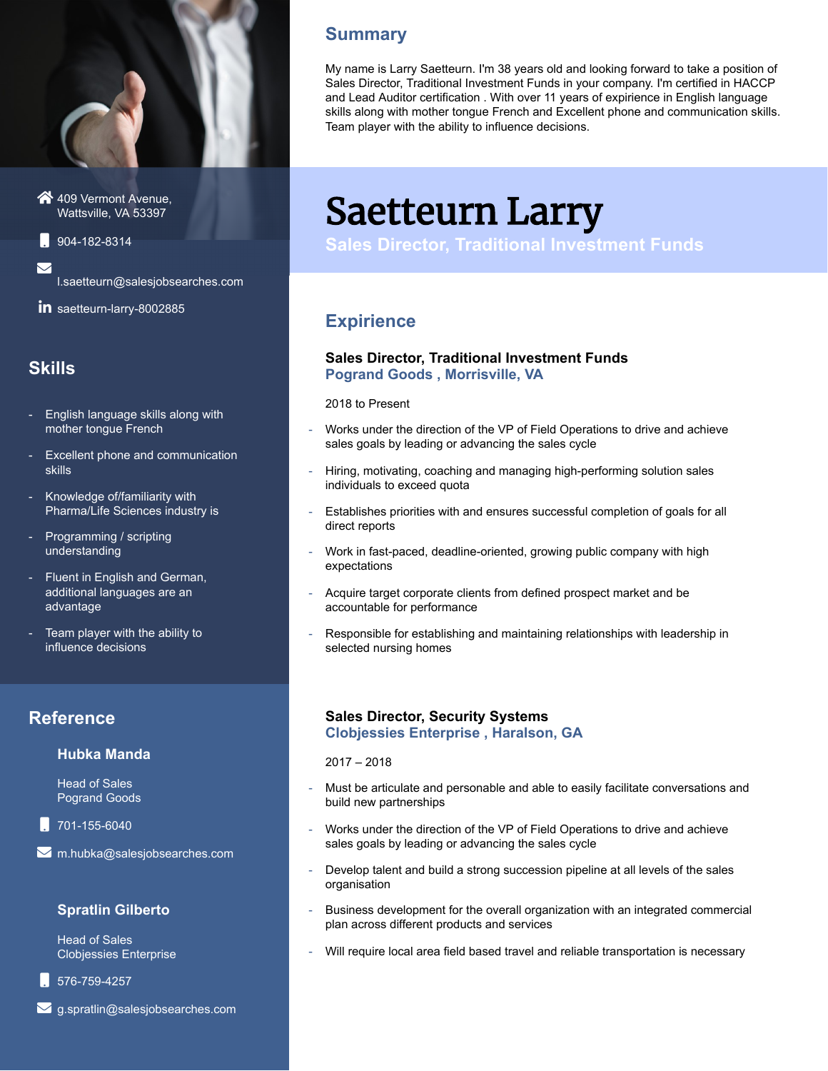## Summary

My name is Larry Saetteurn. I'm 38 years old and looking forward to take a position of Sales Director, Traditional Investment Funds in your company. I'm certified in HACCP and Lead Auditor certification . With over 11 years of expirience in English language skills along with mother tongue French and Excellent phone and communication skills. Team player with the ability to influence decisions.

# Saetteurn Larry

**Sales Director, Traditional Investment Funds**

409 Vermont Avenue, Wattsville, VA 53397

904-182-8314

l.saetteurn@salesjobsearches.com

saetteurn-larry-8002885

## Skills

- English language skills along with mother tongue French
- Excellent phone and communication skills
- Knowledge of/familiarity with Pharma/Life Sciences industry is
- Programming / scripting understanding
- Fluent in English and German, additional languages are an advantage
- Team player with the ability to influence decisions

## Reference

### Hubka Manda

Head of Sales
Pogrand Goods

701-155-6040

m.hubka@salesjobsearches.com

### Spratlin Gilberto

Head of Sales
Clobjessies Enterprise

576-759-4257

g.spratlin@salesjobsearches.com

## Expirience

### Sales Director, Traditional Investment Funds

**Pogrand Goods , Morrisville, VA**

2018 to Present

- Works under the direction of the VP of Field Operations to drive and achieve sales goals by leading or advancing the sales cycle
- Hiring, motivating, coaching and managing high-performing solution sales individuals to exceed quota
- Establishes priorities with and ensures successful completion of goals for all direct reports
- Work in fast-paced, deadline-oriented, growing public company with high expectations
- Acquire target corporate clients from defined prospect market and be accountable for performance
- Responsible for establishing and maintaining relationships with leadership in selected nursing homes

### Sales Director, Security Systems

**Clobjessies Enterprise , Haralson, GA**

2017 – 2018

- Must be articulate and personable and able to easily facilitate conversations and build new partnerships
- Works under the direction of the VP of Field Operations to drive and achieve sales goals by leading or advancing the sales cycle
- Develop talent and build a strong succession pipeline at all levels of the sales organisation
- Business development for the overall organization with an integrated commercial plan across different products and services
- Will require local area field based travel and reliable transportation is necessary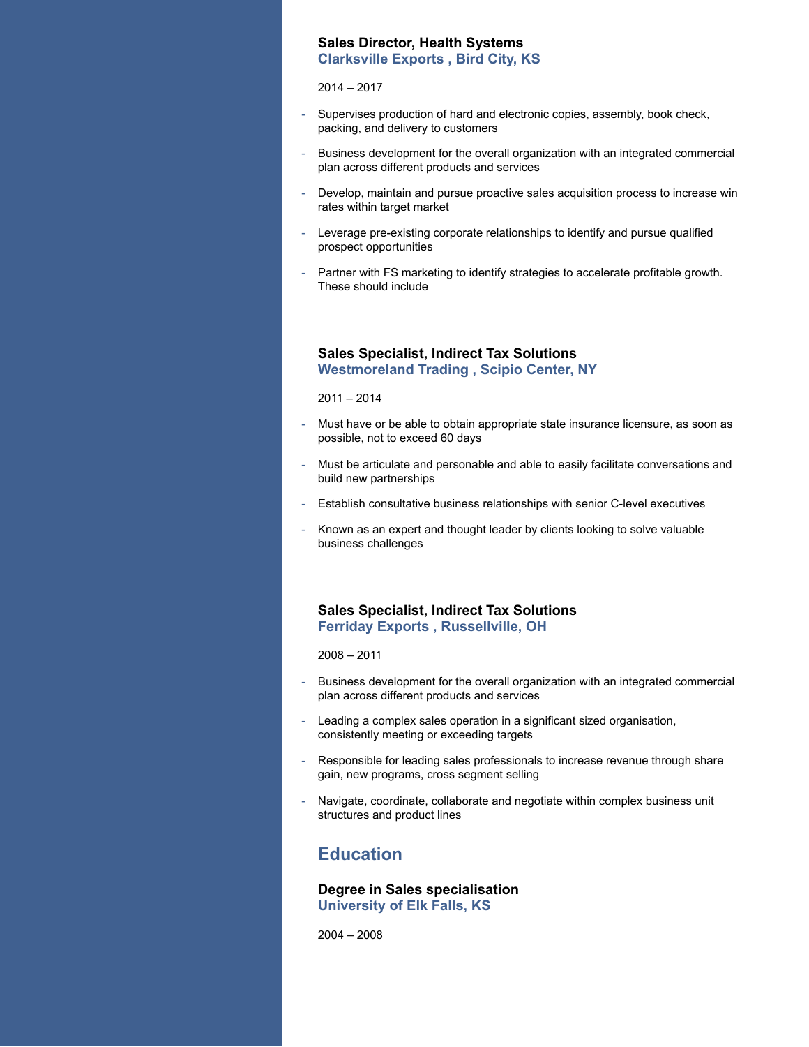### Sales Director, Health Systems
**Clarksville Exports , Bird City, KS**

2014 – 2017

- Supervises production of hard and electronic copies, assembly, book check, packing, and delivery to customers
- Business development for the overall organization with an integrated commercial plan across different products and services
- Develop, maintain and pursue proactive sales acquisition process to increase win rates within target market
- Leverage pre-existing corporate relationships to identify and pursue qualified prospect opportunities
- Partner with FS marketing to identify strategies to accelerate profitable growth. These should include

### Sales Specialist, Indirect Tax Solutions
**Westmoreland Trading , Scipio Center, NY**

2011 – 2014

- Must have or be able to obtain appropriate state insurance licensure, as soon as possible, not to exceed 60 days
- Must be articulate and personable and able to easily facilitate conversations and build new partnerships
- Establish consultative business relationships with senior C-level executives
- Known as an expert and thought leader by clients looking to solve valuable business challenges

### Sales Specialist, Indirect Tax Solutions
**Ferriday Exports , Russellville, OH**

2008 – 2011

- Business development for the overall organization with an integrated commercial plan across different products and services
- Leading a complex sales operation in a significant sized organisation, consistently meeting or exceeding targets
- Responsible for leading sales professionals to increase revenue through share gain, new programs, cross segment selling
- Navigate, coordinate, collaborate and negotiate within complex business unit structures and product lines

## Education

### Degree in Sales specialisation
**University of Elk Falls, KS**

2004 – 2008